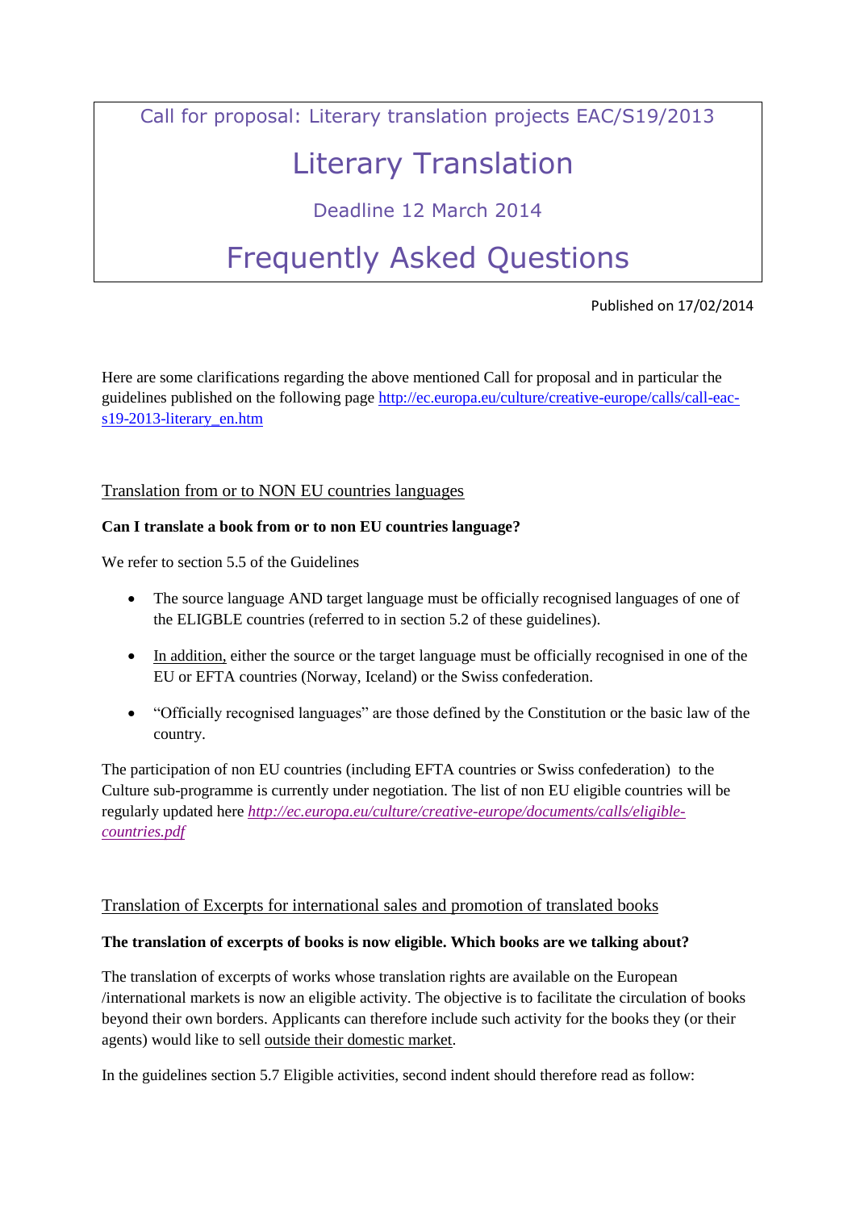Call for proposal: Literary translation projects EAC/S19/2013

# Literary Translation

Deadline 12 March 2014

# Frequently Asked Questions

Published on 17/02/2014

Here are some clarifications regarding the above mentioned Call for proposal and in particular the guidelines published on the following page [http://ec.europa.eu/culture/creative-europe/calls/call-eac-s19-2013-literary_en.htm](http://ec.europa.eu/culture/creative-europe/calls/call-eac-s19-2013-literary_en.htm)

## Translation from or to NON EU countries languages

**Can I translate a book from or to non EU countries language?**

We refer to section 5.5 of the Guidelines

- The source language AND target language must be officially recognised languages of one of the ELIGBLE countries (referred to in section 5.2 of these guidelines).
- In addition, either the source or the target language must be officially recognised in one of the EU or EFTA countries (Norway, Iceland) or the Swiss confederation.
- "Officially recognised languages" are those defined by the Constitution or the basic law of the country.

The participation of non EU countries (including EFTA countries or Swiss confederation) to the Culture sub-programme is currently under negotiation. The list of non EU eligible countries will be regularly updated here *[http://ec.europa.eu/culture/creative-europe/documents/calls/eligible-countries.pdf](http://ec.europa.eu/culture/creative-europe/documents/calls/eligible-countries.pdf)*

## Translation of Excerpts for international sales and promotion of translated books

**The translation of excerpts of books is now eligible. Which books are we talking about?**

The translation of excerpts of works whose translation rights are available on the European /international markets is now an eligible activity. The objective is to facilitate the circulation of books beyond their own borders. Applicants can therefore include such activity for the books they (or their agents) would like to sell outside their domestic market.

In the guidelines section 5.7 Eligible activities, second indent should therefore read as follow: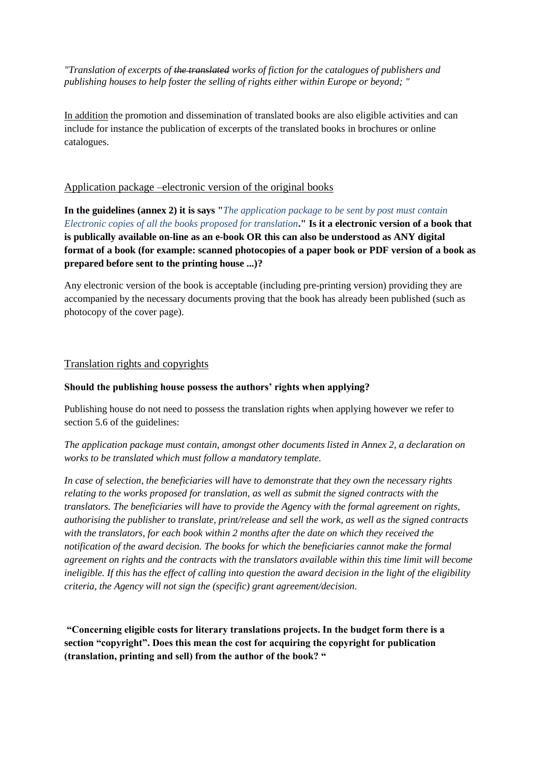*"Translation of excerpts of ~~the translated~~ works of fiction for the catalogues of publishers and publishing houses to help foster the selling of rights either within Europe or beyond; "*

In addition the promotion and dissemination of translated books are also eligible activities and can include for instance the publication of excerpts of the translated books in brochures or online catalogues.

## Application package –electronic version of the original books

**In the guidelines (annex 2) it is says "*The application package to be sent by post must contain Electronic copies of all the books proposed for translation*." Is it a electronic version of a book that is publically available on-line as an e-book OR this can also be understood as ANY digital format of a book (for example: scanned photocopies of a paper book or PDF version of a book as prepared before sent to the printing house ...)?**

Any electronic version of the book is acceptable (including pre-printing version) providing they are accompanied by the necessary documents proving that the book has already been published (such as photocopy of the cover page).

## Translation rights and copyrights

**Should the publishing house possess the authors' rights when applying?**

Publishing house do not need to possess the translation rights when applying however we refer to section 5.6 of the guidelines:

*The application package must contain, amongst other documents listed in Annex 2, a declaration on works to be translated which must follow a mandatory template.*

*In case of selection, the beneficiaries will have to demonstrate that they own the necessary rights relating to the works proposed for translation, as well as submit the signed contracts with the translators. The beneficiaries will have to provide the Agency with the formal agreement on rights, authorising the publisher to translate, print/release and sell the work, as well as the signed contracts with the translators, for each book within 2 months after the date on which they received the notification of the award decision. The books for which the beneficiaries cannot make the formal agreement on rights and the contracts with the translators available within this time limit will become ineligible. If this has the effect of calling into question the award decision in the light of the eligibility criteria, the Agency will not sign the (specific) grant agreement/decision.*

**"Concerning eligible costs for literary translations projects. In the budget form there is a section "copyright". Does this mean the cost for acquiring the copyright for publication (translation, printing and sell) from the author of the book? "**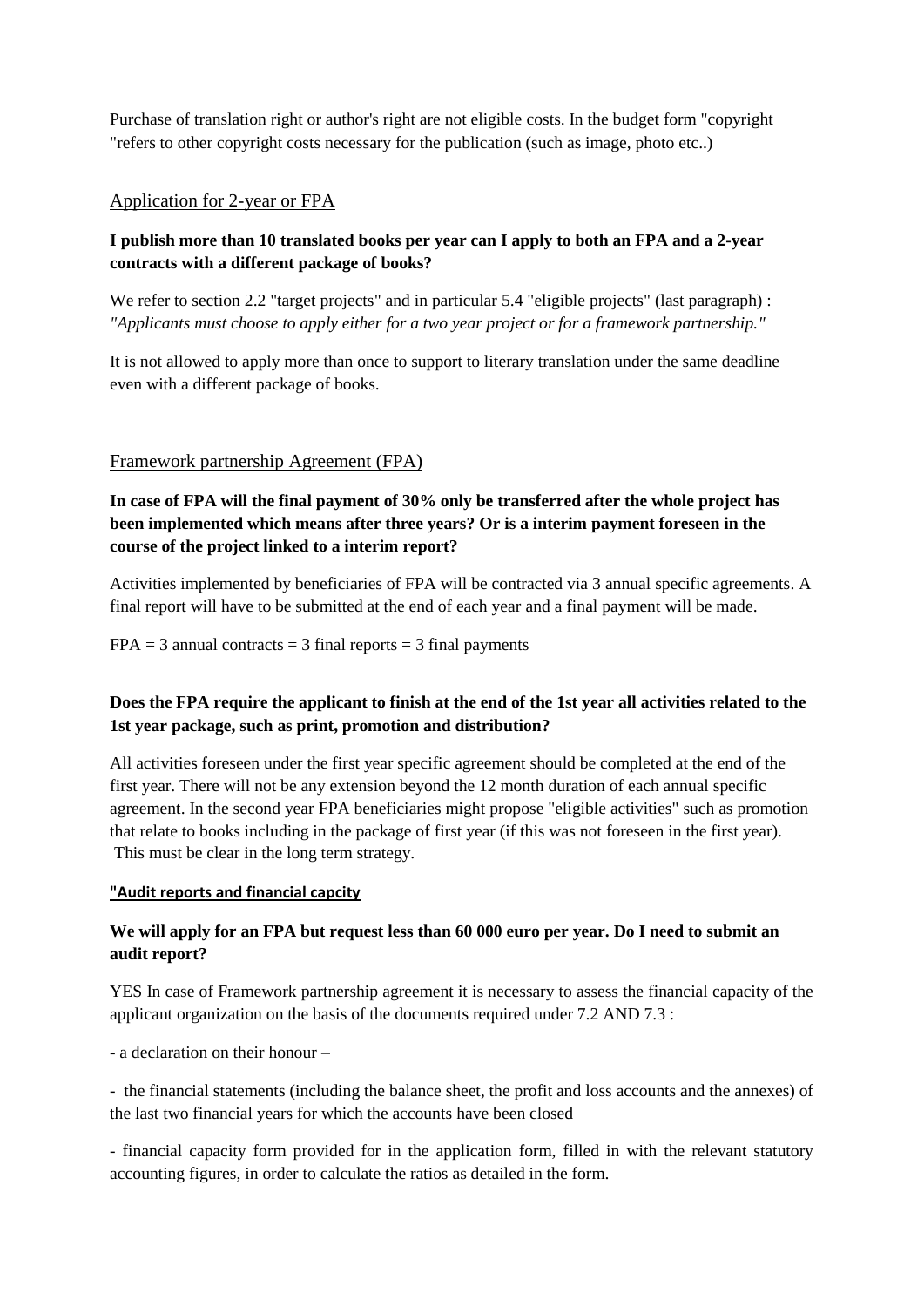Purchase of translation right or author's right are not eligible costs. In the budget form "copyright "refers to other copyright costs necessary for the publication (such as image, photo etc..)

## Application for 2-year or FPA

**I publish more than 10 translated books per year can I apply to both an FPA and a 2-year contracts with a different package of books?**

We refer to section 2.2 "target projects" and in particular 5.4 "eligible projects" (last paragraph) : *"Applicants must choose to apply either for a two year project or for a framework partnership."*

It is not allowed to apply more than once to support to literary translation under the same deadline even with a different package of books.

## Framework partnership Agreement (FPA)

**In case of FPA will the final payment of 30% only be transferred after the whole project has been implemented which means after three years? Or is a interim payment foreseen in the course of the project linked to a interim report?**

Activities implemented by beneficiaries of FPA will be contracted via 3 annual specific agreements. A final report will have to be submitted at the end of each year and a final payment will be made.

FPA = 3 annual contracts = 3 final reports = 3 final payments

**Does the FPA require the applicant to finish at the end of the 1st year all activities related to the 1st year package, such as print, promotion and distribution?**

All activities foreseen under the first year specific agreement should be completed at the end of the first year. There will not be any extension beyond the 12 month duration of each annual specific agreement. In the second year FPA beneficiaries might propose "eligible activities" such as promotion that relate to books including in the package of first year (if this was not foreseen in the first year). This must be clear in the long term strategy.

**"Audit reports and financial capcity**

**We will apply for an FPA but request less than 60 000 euro per year. Do I need to submit an audit report?**

YES In case of Framework partnership agreement it is necessary to assess the financial capacity of the applicant organization on the basis of the documents required under 7.2 AND 7.3 :

- a declaration on their honour –

- the financial statements (including the balance sheet, the profit and loss accounts and the annexes) of the last two financial years for which the accounts have been closed

- financial capacity form provided for in the application form, filled in with the relevant statutory accounting figures, in order to calculate the ratios as detailed in the form.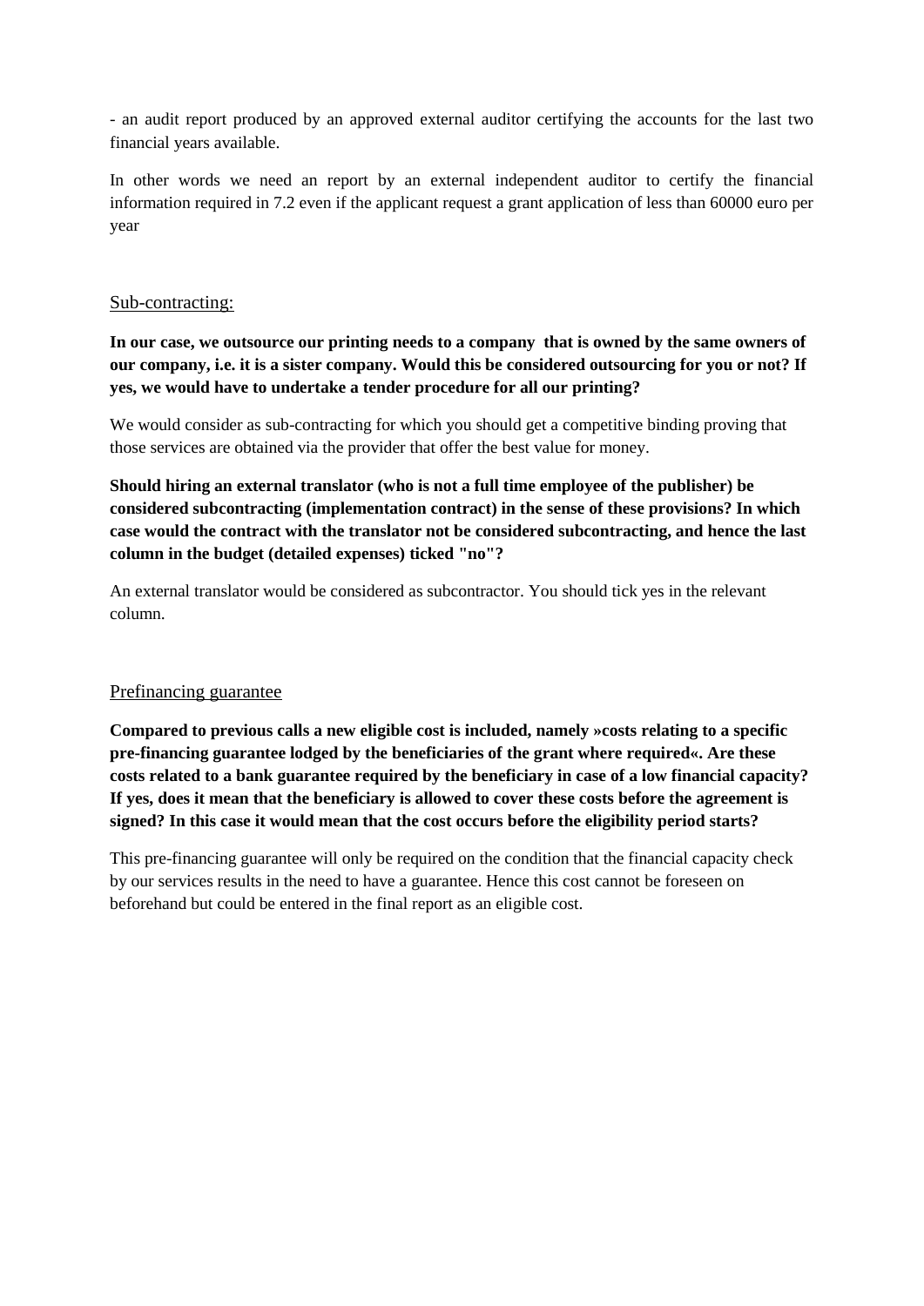- an audit report produced by an approved external auditor certifying the accounts for the last two financial years available.

In other words we need an report by an external independent auditor to certify the financial information required in 7.2 even if the applicant request a grant application of less than 60000 euro per year

## Sub-contracting:

**In our case, we outsource our printing needs to a company that is owned by the same owners of our company, i.e. it is a sister company. Would this be considered outsourcing for you or not? If yes, we would have to undertake a tender procedure for all our printing?**

We would consider as sub-contracting for which you should get a competitive binding proving that those services are obtained via the provider that offer the best value for money.

**Should hiring an external translator (who is not a full time employee of the publisher) be considered subcontracting (implementation contract) in the sense of these provisions? In which case would the contract with the translator not be considered subcontracting, and hence the last column in the budget (detailed expenses) ticked "no"?**

An external translator would be considered as subcontractor. You should tick yes in the relevant column.

## Prefinancing guarantee

**Compared to previous calls a new eligible cost is included, namely »costs relating to a specific pre-financing guarantee lodged by the beneficiaries of the grant where required«. Are these costs related to a bank guarantee required by the beneficiary in case of a low financial capacity? If yes, does it mean that the beneficiary is allowed to cover these costs before the agreement is signed? In this case it would mean that the cost occurs before the eligibility period starts?**

This pre-financing guarantee will only be required on the condition that the financial capacity check by our services results in the need to have a guarantee. Hence this cost cannot be foreseen on beforehand but could be entered in the final report as an eligible cost.